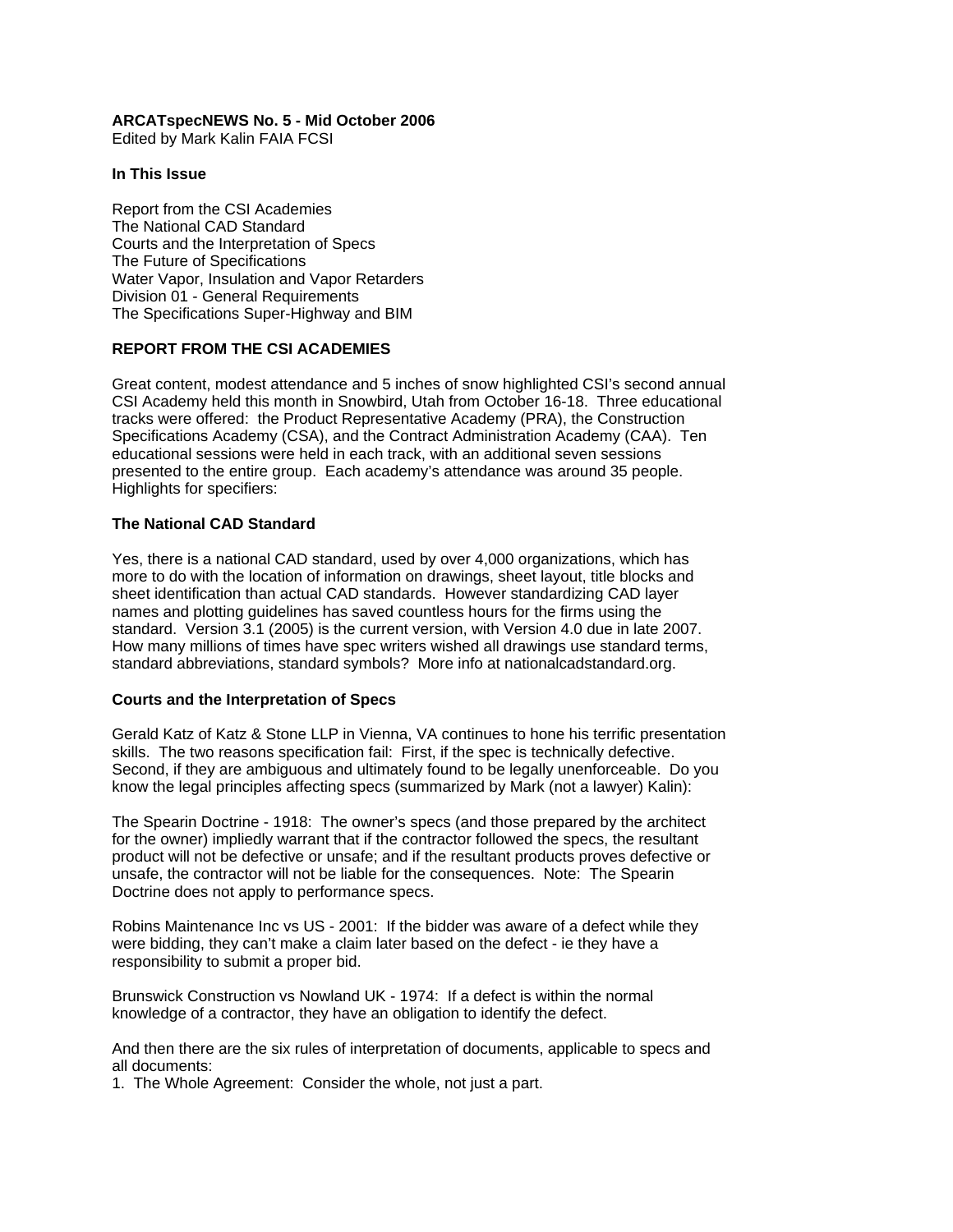**ARCATspecNEWS No. 5 - Mid October 2006**
Edited by Mark Kalin FAIA FCSI

**In This Issue**

Report from the CSI Academies
The National CAD Standard
Courts and the Interpretation of Specs
The Future of Specifications
Water Vapor, Insulation and Vapor Retarders
Division 01 - General Requirements
The Specifications Super-Highway and BIM

**REPORT FROM THE CSI ACADEMIES**

Great content, modest attendance and 5 inches of snow highlighted CSI's second annual CSI Academy held this month in Snowbird, Utah from October 16-18. Three educational tracks were offered: the Product Representative Academy (PRA), the Construction Specifications Academy (CSA), and the Contract Administration Academy (CAA). Ten educational sessions were held in each track, with an additional seven sessions presented to the entire group. Each academy's attendance was around 35 people. Highlights for specifiers:

**The National CAD Standard**

Yes, there is a national CAD standard, used by over 4,000 organizations, which has more to do with the location of information on drawings, sheet layout, title blocks and sheet identification than actual CAD standards. However standardizing CAD layer names and plotting guidelines has saved countless hours for the firms using the standard. Version 3.1 (2005) is the current version, with Version 4.0 due in late 2007. How many millions of times have spec writers wished all drawings use standard terms, standard abbreviations, standard symbols? More info at nationalcadstandard.org.

**Courts and the Interpretation of Specs**

Gerald Katz of Katz & Stone LLP in Vienna, VA continues to hone his terrific presentation skills. The two reasons specification fail: First, if the spec is technically defective. Second, if they are ambiguous and ultimately found to be legally unenforceable. Do you know the legal principles affecting specs (summarized by Mark (not a lawyer) Kalin):

The Spearin Doctrine - 1918: The owner's specs (and those prepared by the architect for the owner) impliedly warrant that if the contractor followed the specs, the resultant product will not be defective or unsafe; and if the resultant products proves defective or unsafe, the contractor will not be liable for the consequences. Note: The Spearin Doctrine does not apply to performance specs.

Robins Maintenance Inc vs US - 2001: If the bidder was aware of a defect while they were bidding, they can't make a claim later based on the defect - ie they have a responsibility to submit a proper bid.

Brunswick Construction vs Nowland UK - 1974: If a defect is within the normal knowledge of a contractor, they have an obligation to identify the defect.

And then there are the six rules of interpretation of documents, applicable to specs and all documents:

1. The Whole Agreement: Consider the whole, not just a part.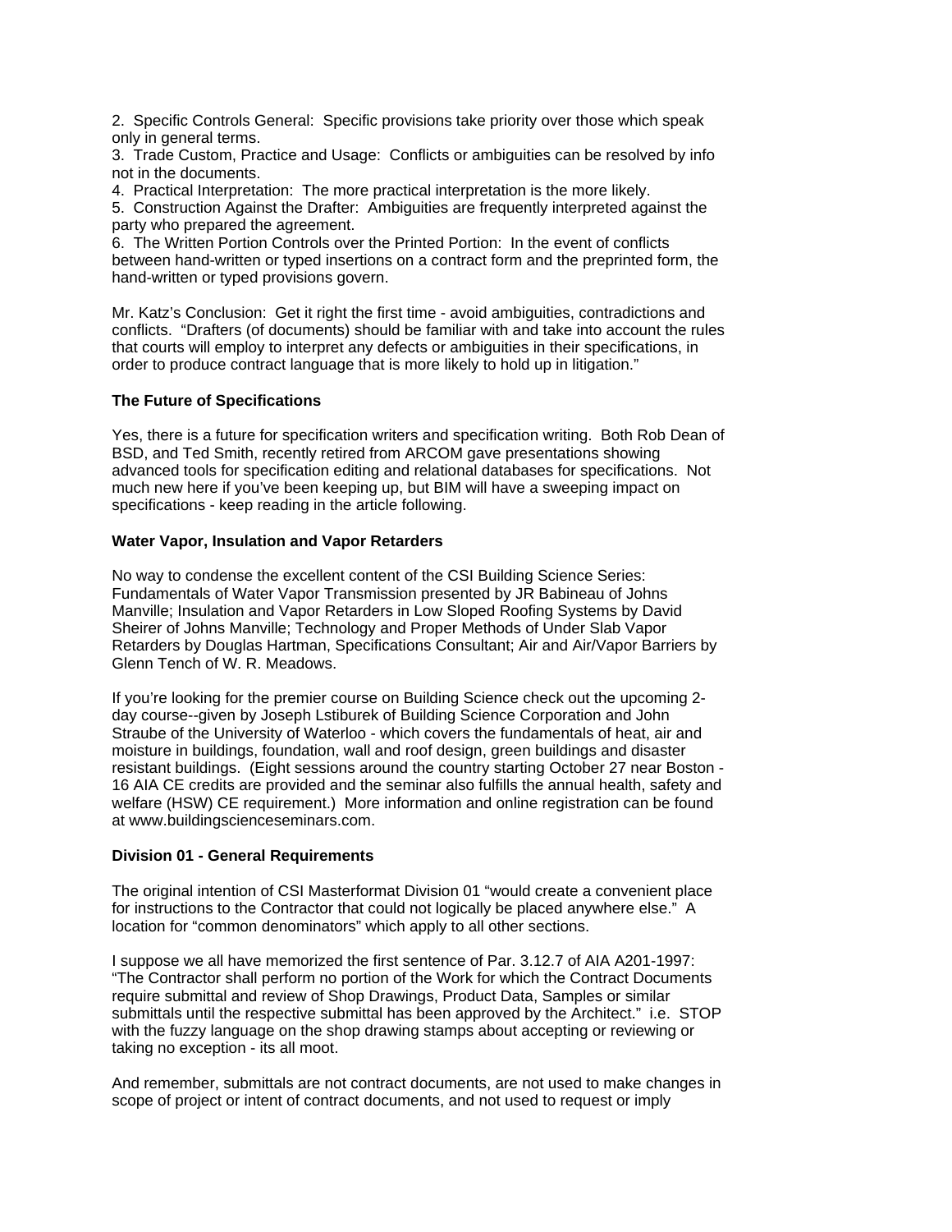2. Specific Controls General: Specific provisions take priority over those which speak only in general terms.
3. Trade Custom, Practice and Usage: Conflicts or ambiguities can be resolved by info not in the documents.
4. Practical Interpretation: The more practical interpretation is the more likely.
5. Construction Against the Drafter: Ambiguities are frequently interpreted against the party who prepared the agreement.
6. The Written Portion Controls over the Printed Portion: In the event of conflicts between hand-written or typed insertions on a contract form and the preprinted form, the hand-written or typed provisions govern.

Mr. Katz's Conclusion: Get it right the first time - avoid ambiguities, contradictions and conflicts. "Drafters (of documents) should be familiar with and take into account the rules that courts will employ to interpret any defects or ambiguities in their specifications, in order to produce contract language that is more likely to hold up in litigation."

**The Future of Specifications**

Yes, there is a future for specification writers and specification writing. Both Rob Dean of BSD, and Ted Smith, recently retired from ARCOM gave presentations showing advanced tools for specification editing and relational databases for specifications. Not much new here if you've been keeping up, but BIM will have a sweeping impact on specifications - keep reading in the article following.

**Water Vapor, Insulation and Vapor Retarders**

No way to condense the excellent content of the CSI Building Science Series: Fundamentals of Water Vapor Transmission presented by JR Babineau of Johns Manville; Insulation and Vapor Retarders in Low Sloped Roofing Systems by David Sheirer of Johns Manville; Technology and Proper Methods of Under Slab Vapor Retarders by Douglas Hartman, Specifications Consultant; Air and Air/Vapor Barriers by Glenn Tench of W. R. Meadows.

If you're looking for the premier course on Building Science check out the upcoming 2-day course--given by Joseph Lstiburek of Building Science Corporation and John Straube of the University of Waterloo - which covers the fundamentals of heat, air and moisture in buildings, foundation, wall and roof design, green buildings and disaster resistant buildings. (Eight sessions around the country starting October 27 near Boston - 16 AIA CE credits are provided and the seminar also fulfills the annual health, safety and welfare (HSW) CE requirement.) More information and online registration can be found at www.buildingscienceseminars.com.

**Division 01 - General Requirements**

The original intention of CSI Masterformat Division 01 "would create a convenient place for instructions to the Contractor that could not logically be placed anywhere else." A location for "common denominators" which apply to all other sections.

I suppose we all have memorized the first sentence of Par. 3.12.7 of AIA A201-1997: "The Contractor shall perform no portion of the Work for which the Contract Documents require submittal and review of Shop Drawings, Product Data, Samples or similar submittals until the respective submittal has been approved by the Architect." i.e. STOP with the fuzzy language on the shop drawing stamps about accepting or reviewing or taking no exception - its all moot.

And remember, submittals are not contract documents, are not used to make changes in scope of project or intent of contract documents, and not used to request or imply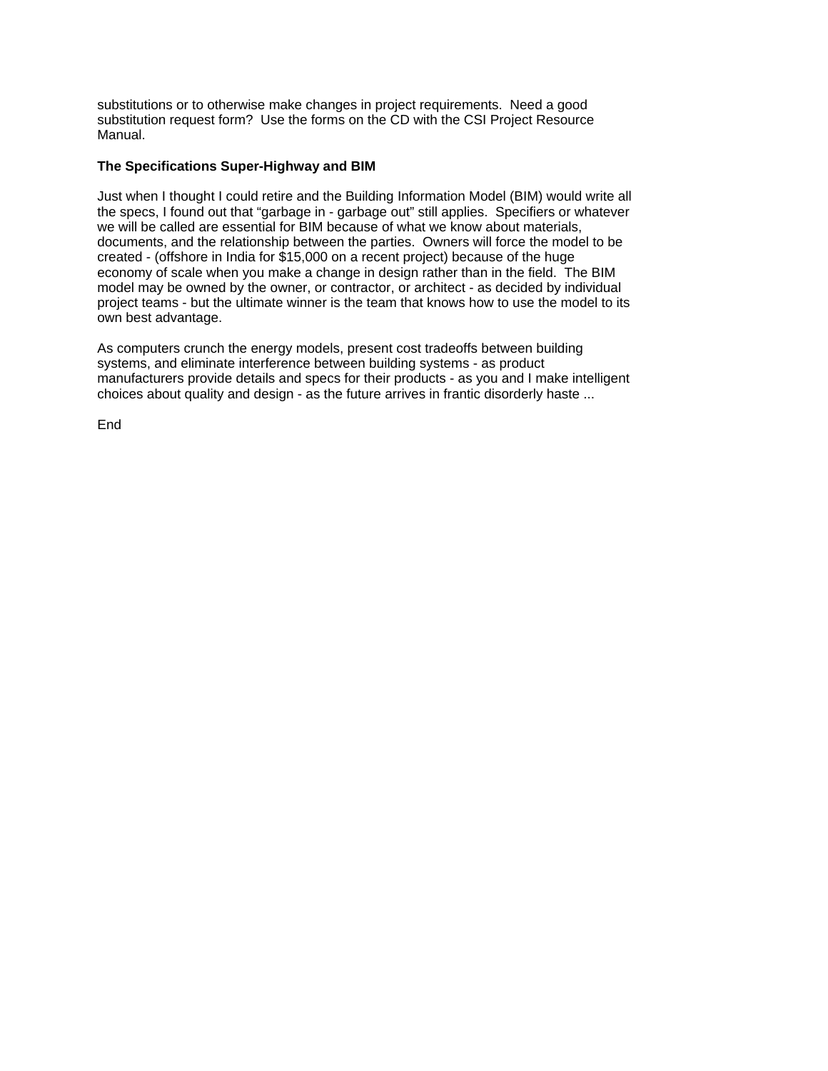substitutions or to otherwise make changes in project requirements.  Need a good substitution request form?  Use the forms on the CD with the CSI Project Resource Manual.

**The Specifications Super-Highway and BIM**

Just when I thought I could retire and the Building Information Model (BIM) would write all the specs, I found out that “garbage in - garbage out” still applies.  Specifiers or whatever we will be called are essential for BIM because of what we know about materials, documents, and the relationship between the parties.  Owners will force the model to be created - (offshore in India for $15,000 on a recent project) because of the huge economy of scale when you make a change in design rather than in the field.  The BIM model may be owned by the owner, or contractor, or architect - as decided by individual project teams - but the ultimate winner is the team that knows how to use the model to its own best advantage.

As computers crunch the energy models, present cost tradeoffs between building systems, and eliminate interference between building systems - as product manufacturers provide details and specs for their products - as you and I make intelligent choices about quality and design - as the future arrives in frantic disorderly haste ...

End